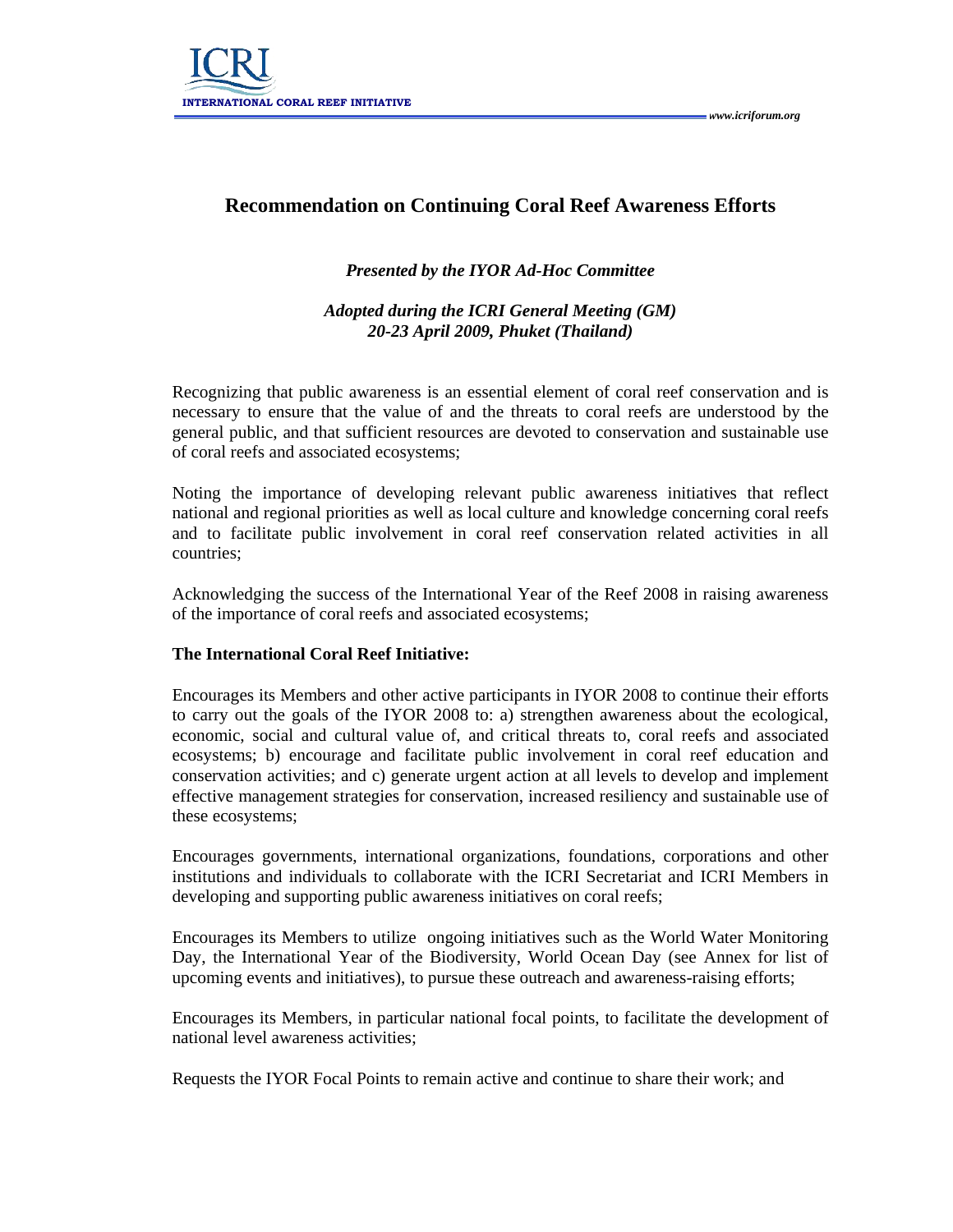# Recommendation on Continuing Coral Reef Awareness Efforts

*Presented by the IYOR Ad-Hoc Committee*

*Adopted during the ICRI General Meeting (GM)*
*20-23 April 2009, Phuket (Thailand)*

Recognizing that public awareness is an essential element of coral reef conservation and is necessary to ensure that the value of and the threats to coral reefs are understood by the general public, and that sufficient resources are devoted to conservation and sustainable use of coral reefs and associated ecosystems;

Noting the importance of developing relevant public awareness initiatives that reflect national and regional priorities as well as local culture and knowledge concerning coral reefs and to facilitate public involvement in coral reef conservation related activities in all countries;

Acknowledging the success of the International Year of the Reef 2008 in raising awareness of the importance of coral reefs and associated ecosystems;

**The International Coral Reef Initiative:**

Encourages its Members and other active participants in IYOR 2008 to continue their efforts to carry out the goals of the IYOR 2008 to: a) strengthen awareness about the ecological, economic, social and cultural value of, and critical threats to, coral reefs and associated ecosystems; b) encourage and facilitate public involvement in coral reef education and conservation activities; and c) generate urgent action at all levels to develop and implement effective management strategies for conservation, increased resiliency and sustainable use of these ecosystems;

Encourages governments, international organizations, foundations, corporations and other institutions and individuals to collaborate with the ICRI Secretariat and ICRI Members in developing and supporting public awareness initiatives on coral reefs;

Encourages its Members to utilize ongoing initiatives such as the World Water Monitoring Day, the International Year of the Biodiversity, World Ocean Day (see Annex for list of upcoming events and initiatives), to pursue these outreach and awareness-raising efforts;

Encourages its Members, in particular national focal points, to facilitate the development of national level awareness activities;

Requests the IYOR Focal Points to remain active and continue to share their work; and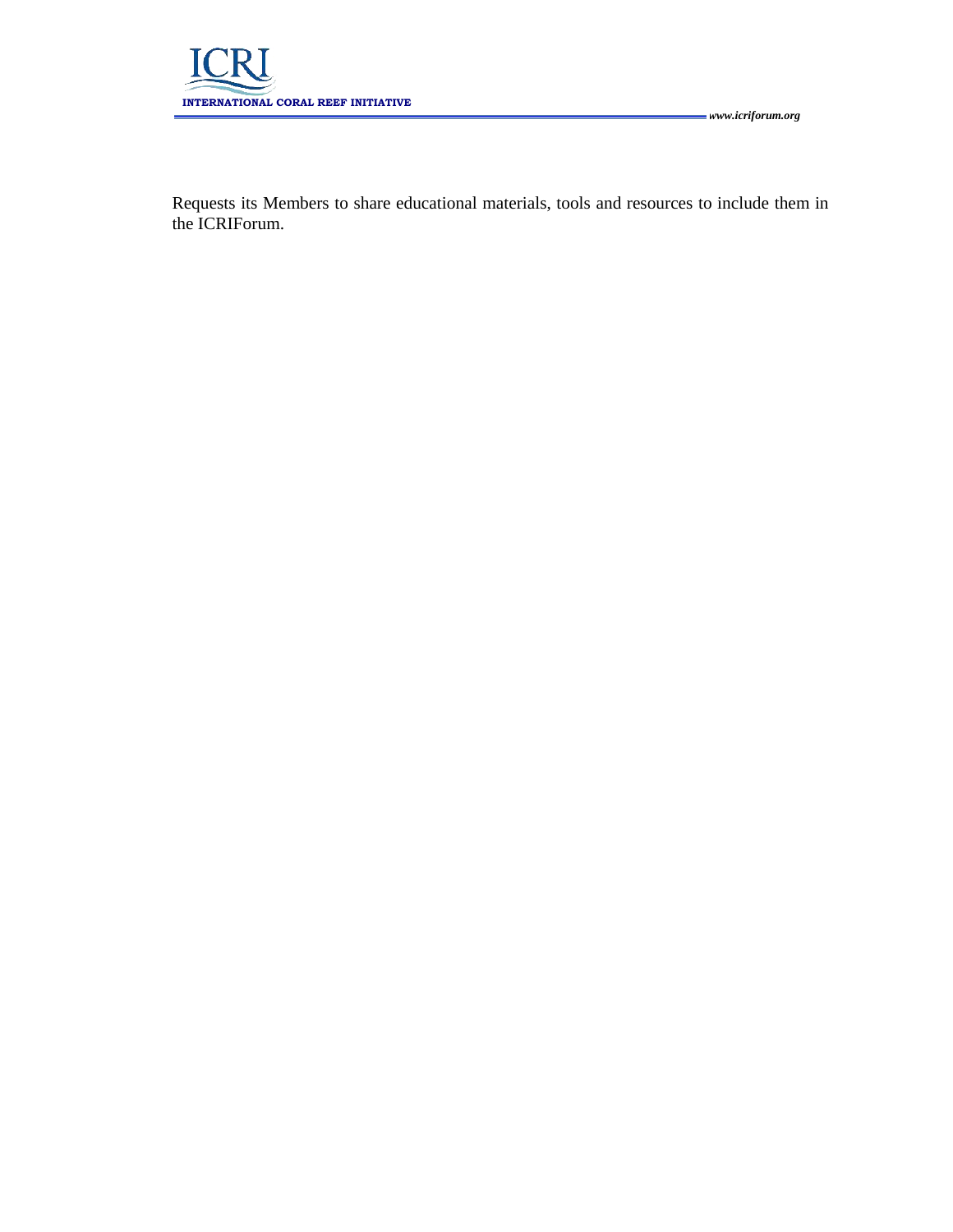Requests its Members to share educational materials, tools and resources to include them in the ICRIForum.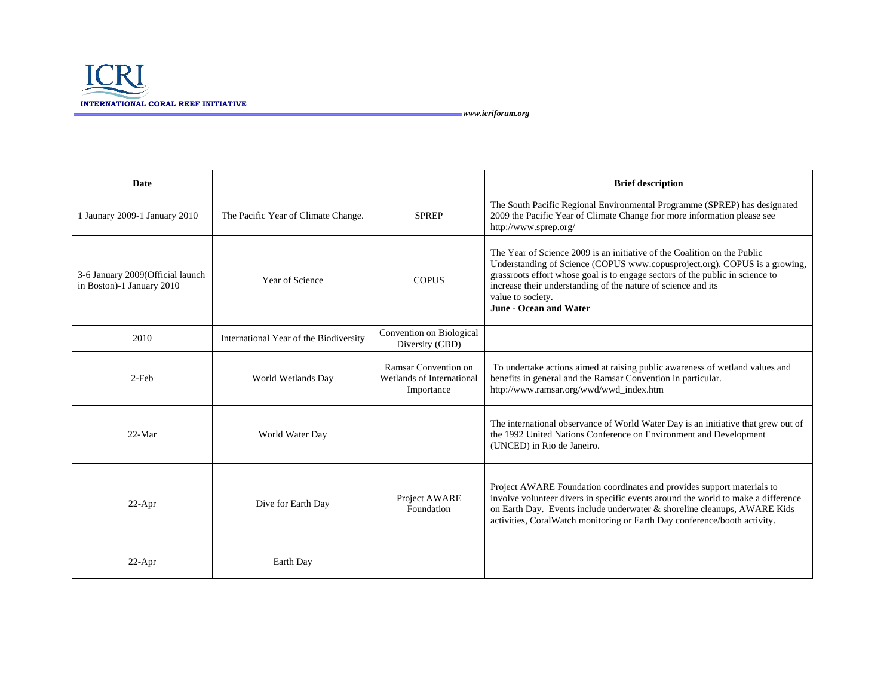| Date | | | Brief description |
|---|---|---|---|
| 1 Jaunary 2009-1 January 2010 | The Pacific Year of Climate Change. | SPREP | The South Pacific Regional Environmental Programme (SPREP) has designated 2009 the Pacific Year of Climate Change fior more information please see http://www.sprep.org/ |
| 3-6 January 2009(Official launch in Boston)-1 January 2010 | Year of Science | COPUS | The Year of Science 2009 is an initiative of the Coalition on the Public Understanding of Science (COPUS www.copusproject.org). COPUS is a growing, grassroots effort whose goal is to engage sectors of the public in science to increase their understanding of the nature of science and its value to society. **June - Ocean and Water** |
| 2010 | International Year of the Biodiversity | Convention on Biological Diversity (CBD) | |
| 2-Feb | World Wetlands Day | Ramsar Convention on Wetlands of International Importance | To undertake actions aimed at raising public awareness of wetland values and benefits in general and the Ramsar Convention in particular. http://www.ramsar.org/wwd/wwd_index.htm |
| 22-Mar | World Water Day | | The international observance of World Water Day is an initiative that grew out of the 1992 United Nations Conference on Environment and Development (UNCED) in Rio de Janeiro. |
| 22-Apr | Dive for Earth Day | Project AWARE Foundation | Project AWARE Foundation coordinates and provides support materials to involve volunteer divers in specific events around the world to make a difference on Earth Day. Events include underwater & shoreline cleanups, AWARE Kids activities, CoralWatch monitoring or Earth Day conference/booth activity. |
| 22-Apr | Earth Day | | |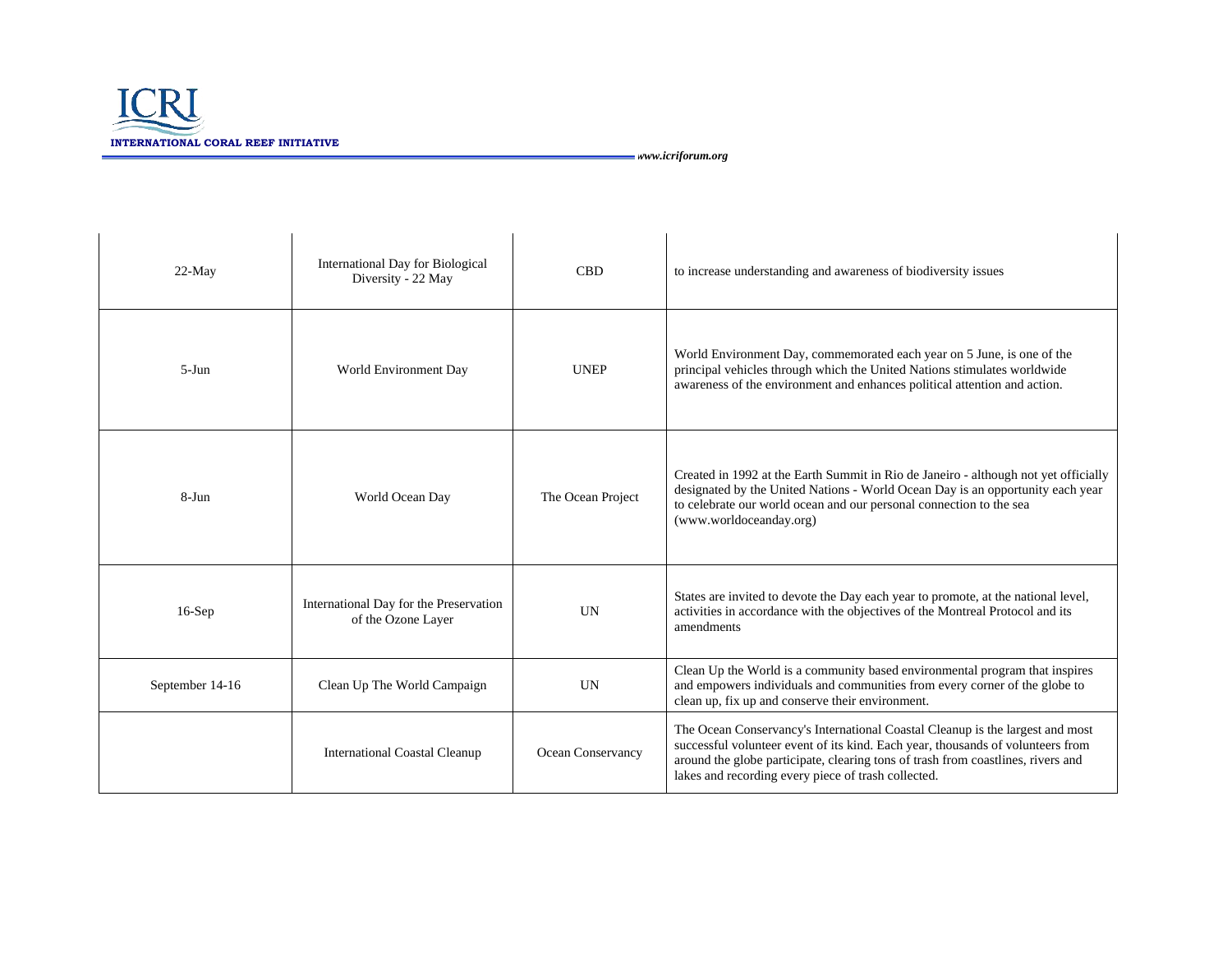| | | | |
|---|---|---|---|
| 22-May | International Day for Biological Diversity - 22 May | CBD | to increase understanding and awareness of biodiversity issues |
| 5-Jun | World Environment Day | UNEP | World Environment Day, commemorated each year on 5 June, is one of the principal vehicles through which the United Nations stimulates worldwide awareness of the environment and enhances political attention and action. |
| 8-Jun | World Ocean Day | The Ocean Project | Created in 1992 at the Earth Summit in Rio de Janeiro - although not yet officially designated by the United Nations - World Ocean Day is an opportunity each year to celebrate our world ocean and our personal connection to the sea (www.worldoceanday.org) |
| 16-Sep | International Day for the Preservation of the Ozone Layer | UN | States are invited to devote the Day each year to promote, at the national level, activities in accordance with the objectives of the Montreal Protocol and its amendments |
| September 14-16 | Clean Up The World Campaign | UN | Clean Up the World is a community based environmental program that inspires and empowers individuals and communities from every corner of the globe to clean up, fix up and conserve their environment. |
| | International Coastal Cleanup | Ocean Conservancy | The Ocean Conservancy's International Coastal Cleanup is the largest and most successful volunteer event of its kind. Each year, thousands of volunteers from around the globe participate, clearing tons of trash from coastlines, rivers and lakes and recording every piece of trash collected. |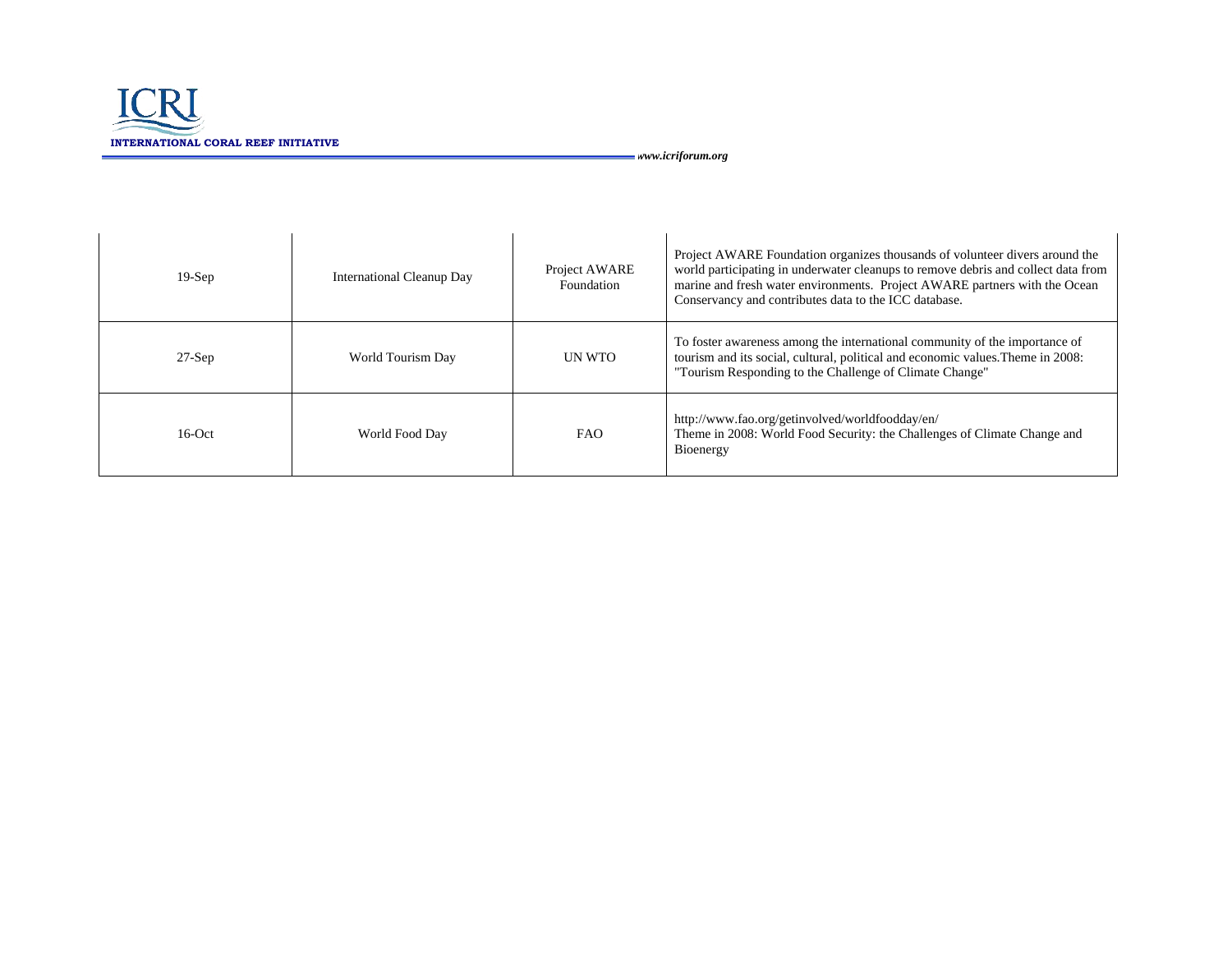| | | | |
|---|---|---|---|
| 19-Sep | International Cleanup Day | Project AWARE Foundation | Project AWARE Foundation organizes thousands of volunteer divers around the world participating in underwater cleanups to remove debris and collect data from marine and fresh water environments. Project AWARE partners with the Ocean Conservancy and contributes data to the ICC database. |
| 27-Sep | World Tourism Day | UN WTO | To foster awareness among the international community of the importance of tourism and its social, cultural, political and economic values.Theme in 2008: "Tourism Responding to the Challenge of Climate Change" |
| 16-Oct | World Food Day | FAO | http://www.fao.org/getinvolved/worldfoodday/en/ Theme in 2008: World Food Security: the Challenges of Climate Change and Bioenergy |